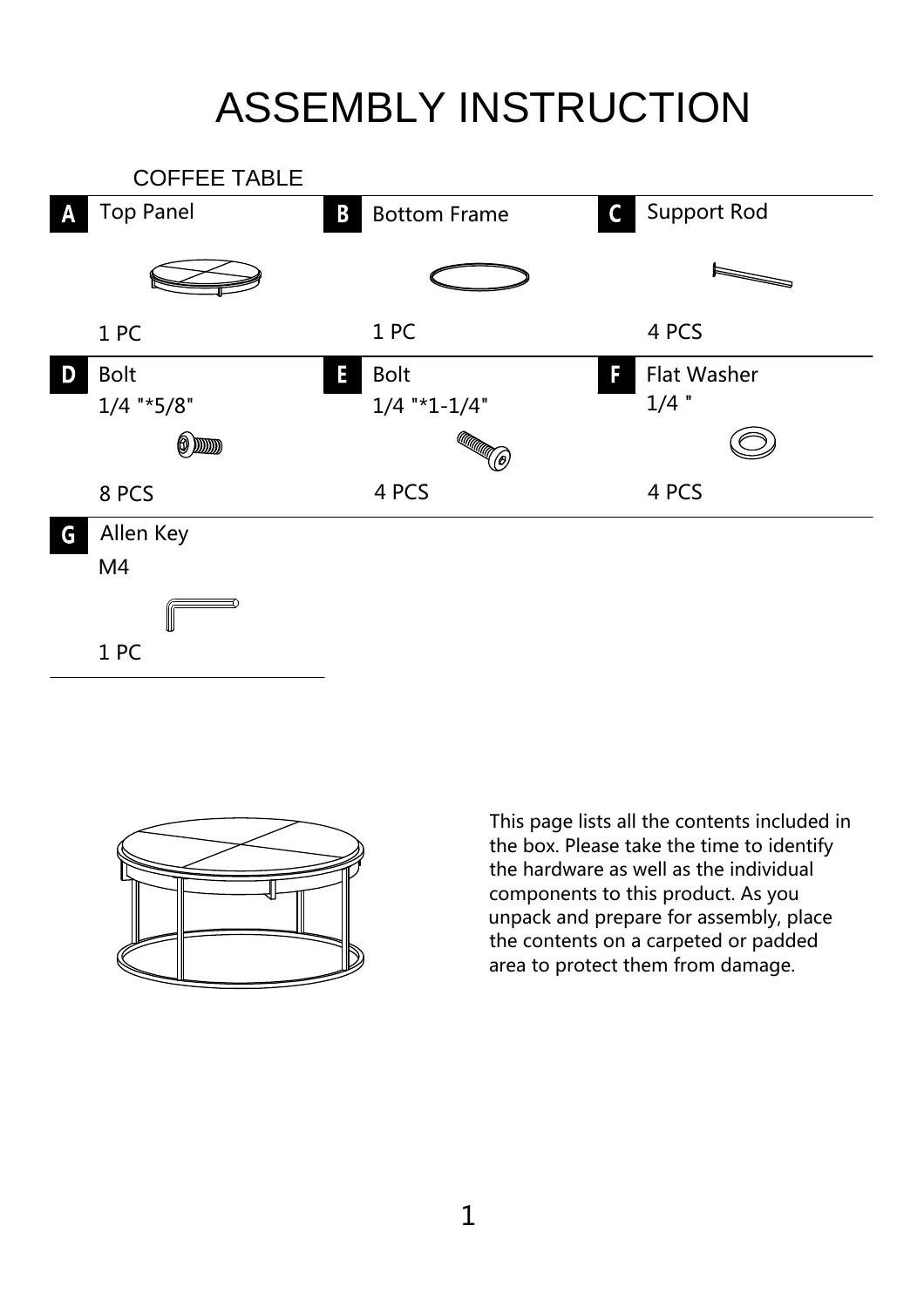# ASSEMBLY INSTRUCTION

## COFFEE TABLE

| | | |
|---|---|---|
| **A** Top Panel<br>1 PC | **B** Bottom Frame<br>1 PC | **C** Support Rod<br>4 PCS |
| **D** Bolt<br>1/4 "*5/8"<br>8 PCS | **E** Bolt<br>1/4 "*1-1/4"<br>4 PCS | **F** Flat Washer<br>1/4 "<br>4 PCS |
| **G** Allen Key<br>M4<br>1 PC | | |

This page lists all the contents included in the box. Please take the time to identify the hardware as well as the individual components to this product. As you unpack and prepare for assembly, place the contents on a carpeted or padded area to protect them from damage.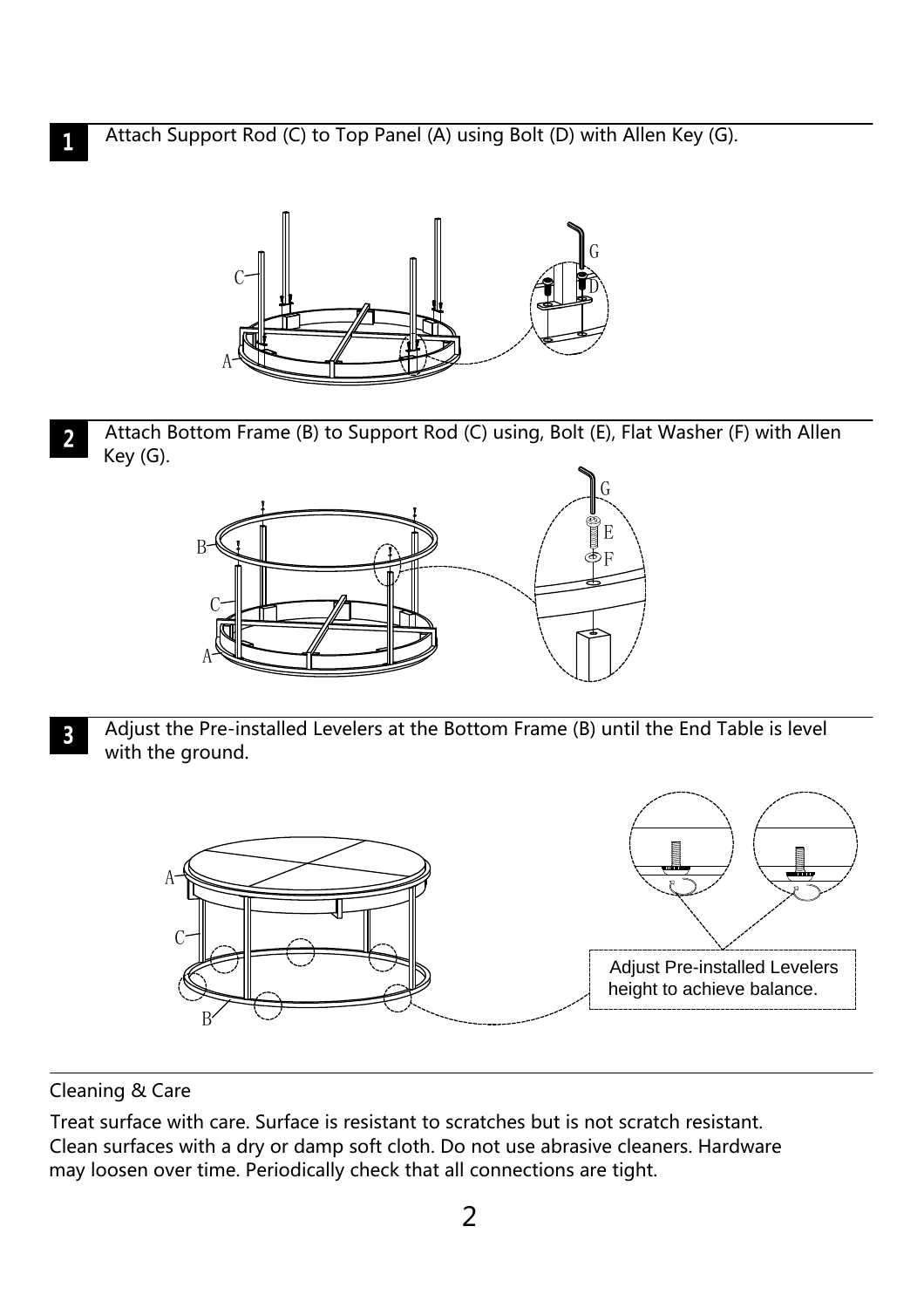**1** Attach Support Rod (C) to Top Panel (A) using Bolt (D) with Allen Key (G).

**2** Attach Bottom Frame (B) to Support Rod (C) using, Bolt (E), Flat Washer (F) with Allen Key (G).

**3** Adjust the Pre-installed Levelers at the Bottom Frame (B) until the End Table is level with the ground.

Adjust Pre-installed Levelers height to achieve balance.

## Cleaning & Care

Treat surface with care. Surface is resistant to scratches but is not scratch resistant. Clean surfaces with a dry or damp soft cloth. Do not use abrasive cleaners. Hardware may loosen over time. Periodically check that all connections are tight.